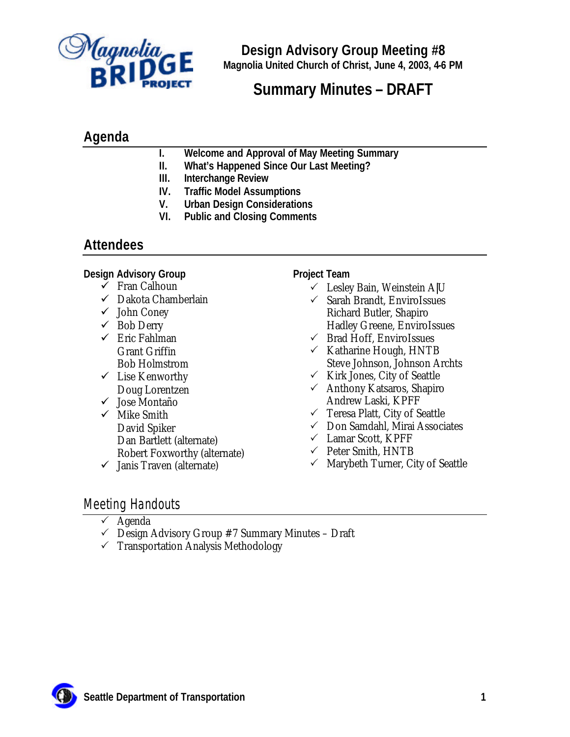# Design Advisory Group Meeting #8

**Magnolia United Church of Christ, June 4, 2003, 4-6 PM**

# Summary Minutes – DRAFT

## Agenda

- **I. Welcome and Approval of May Meeting Summary**
- **II. What's Happened Since Our Last Meeting?**
- **III. Interchange Review**
- **IV. Traffic Model Assumptions**
- **V. Urban Design Considerations**
- **VI. Public and Closing Comments**

## Attendees

**Design Advisory Group**

- ✓ Fran Calhoun
- ✓ Dakota Chamberlain
- ✓ John Coney
- ✓ Bob Derry
- ✓ Eric Fahlman
- Grant Griffin
- Bob Holmstrom
- ✓ Lise Kenworthy
- Doug Lorentzen
- ✓ Jose Montaño
- ✓ Mike Smith
- David Spiker
- Dan Bartlett (alternate)
- Robert Foxworthy (alternate)
- ✓ Janis Traven (alternate)

**Project Team**

- ✓ Lesley Bain, Weinstein A|U
- ✓ Sarah Brandt, EnviroIssues
- Richard Butler, Shapiro
- Hadley Greene, EnviroIssues
- ✓ Brad Hoff, EnviroIssues
- ✓ Katharine Hough, HNTB
- Steve Johnson, Johnson Archts
- ✓ Kirk Jones, City of Seattle
- ✓ Anthony Katsaros, Shapiro
- Andrew Laski, KPFF
- ✓ Teresa Platt, City of Seattle
- ✓ Don Samdahl, Mirai Associates
- ✓ Lamar Scott, KPFF
- ✓ Peter Smith, HNTB
- ✓ Marybeth Turner, City of Seattle

## Meeting Handouts

- ✓ Agenda
- ✓ Design Advisory Group #7 Summary Minutes – Draft
- ✓ Transportation Analysis Methodology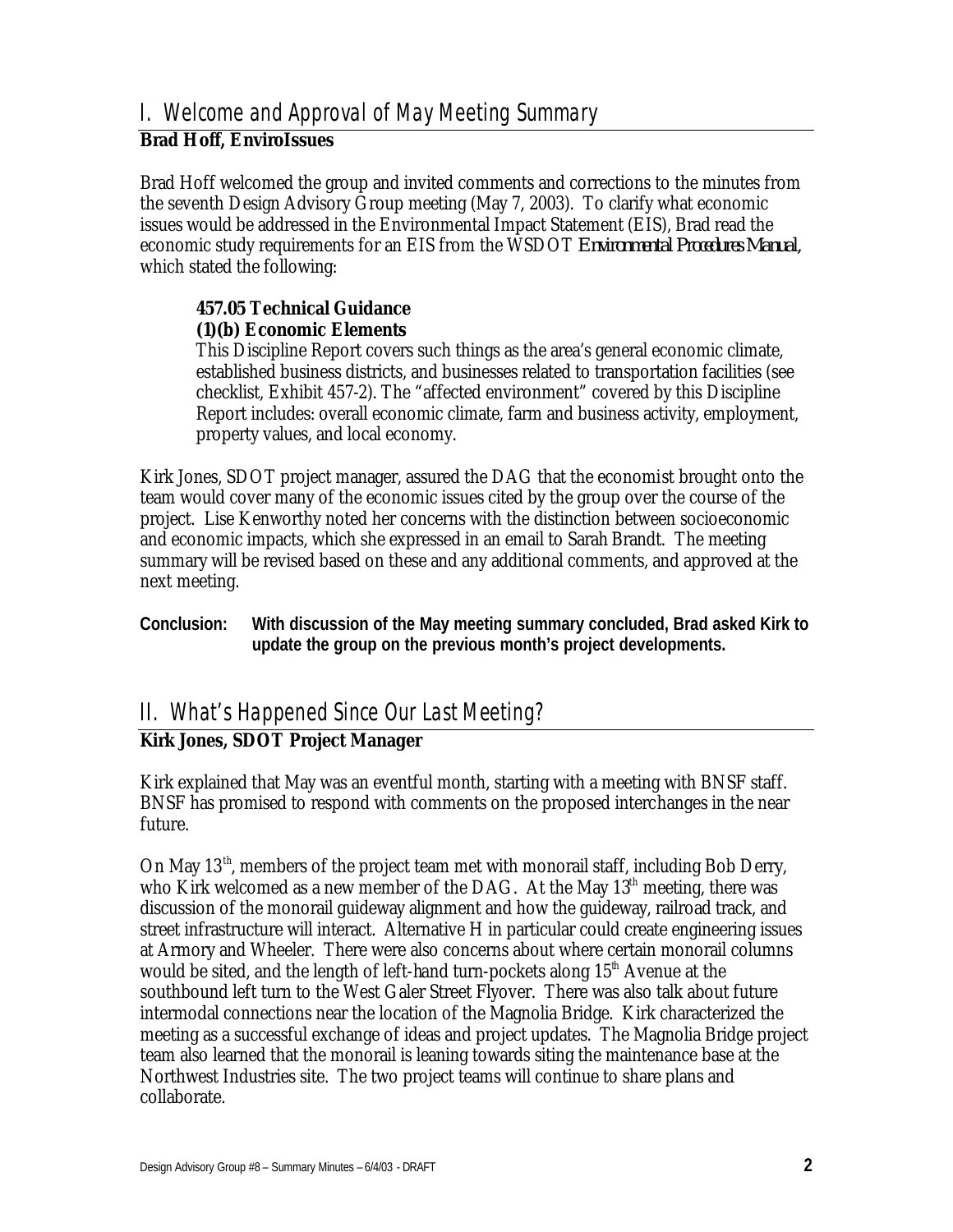## I. Welcome and Approval of May Meeting Summary

**Brad Hoff, EnviroIssues**

Brad Hoff welcomed the group and invited comments and corrections to the minutes from the seventh Design Advisory Group meeting (May 7, 2003). To clarify what economic issues would be addressed in the Environmental Impact Statement (EIS), Brad read the economic study requirements for an EIS from the WSDOT *Environmental Procedures Manual*, which stated the following:

> **457.05 Technical Guidance**
> **(1)(b) Economic Elements**
> This Discipline Report covers such things as the area's general economic climate, established business districts, and businesses related to transportation facilities (see checklist, Exhibit 457-2). The "affected environment" covered by this Discipline Report includes: overall economic climate, farm and business activity, employment, property values, and local economy.

Kirk Jones, SDOT project manager, assured the DAG that the economist brought onto the team would cover many of the economic issues cited by the group over the course of the project. Lise Kenworthy noted her concerns with the distinction between socioeconomic and economic impacts, which she expressed in an email to Sarah Brandt. The meeting summary will be revised based on these and any additional comments, and approved at the next meeting.

**Conclusion: With discussion of the May meeting summary concluded, Brad asked Kirk to update the group on the previous month's project developments.**

## II. What's Happened Since Our Last Meeting?

**Kirk Jones, SDOT Project Manager**

Kirk explained that May was an eventful month, starting with a meeting with BNSF staff. BNSF has promised to respond with comments on the proposed interchanges in the near future.

On May 13th, members of the project team met with monorail staff, including Bob Derry, who Kirk welcomed as a new member of the DAG. At the May 13th meeting, there was discussion of the monorail guideway alignment and how the guideway, railroad track, and street infrastructure will interact. Alternative H in particular could create engineering issues at Armory and Wheeler. There were also concerns about where certain monorail columns would be sited, and the length of left-hand turn-pockets along 15th Avenue at the southbound left turn to the West Galer Street Flyover. There was also talk about future intermodal connections near the location of the Magnolia Bridge. Kirk characterized the meeting as a successful exchange of ideas and project updates. The Magnolia Bridge project team also learned that the monorail is leaning towards siting the maintenance base at the Northwest Industries site. The two project teams will continue to share plans and collaborate.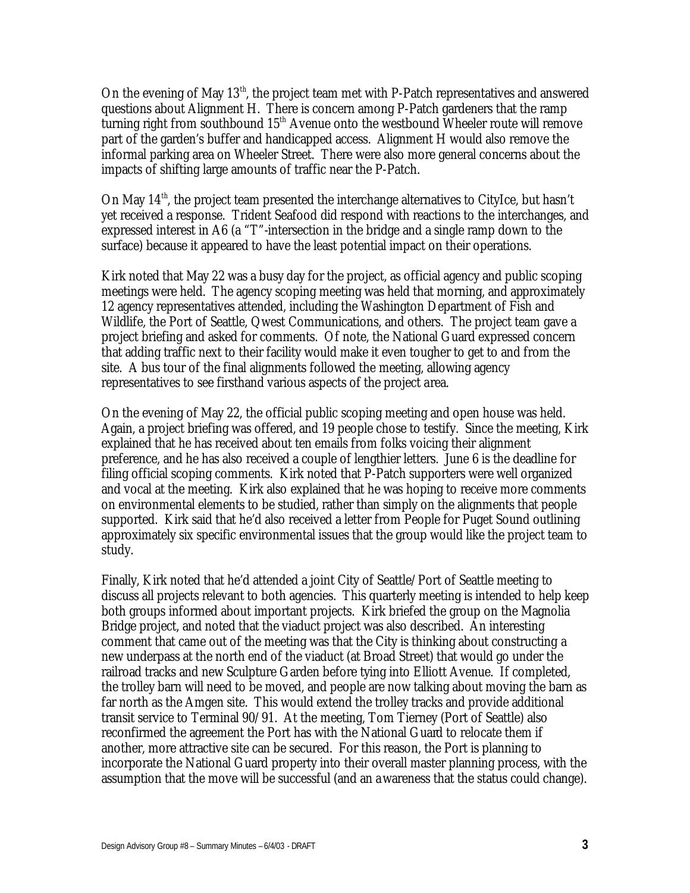On the evening of May 13th, the project team met with P-Patch representatives and answered questions about Alignment H. There is concern among P-Patch gardeners that the ramp turning right from southbound 15th Avenue onto the westbound Wheeler route will remove part of the garden's buffer and handicapped access. Alignment H would also remove the informal parking area on Wheeler Street. There were also more general concerns about the impacts of shifting large amounts of traffic near the P-Patch.

On May 14th, the project team presented the interchange alternatives to CityIce, but hasn't yet received a response. Trident Seafood did respond with reactions to the interchanges, and expressed interest in A6 (a "T"-intersection in the bridge and a single ramp down to the surface) because it appeared to have the least potential impact on their operations.

Kirk noted that May 22 was a busy day for the project, as official agency and public scoping meetings were held. The agency scoping meeting was held that morning, and approximately 12 agency representatives attended, including the Washington Department of Fish and Wildlife, the Port of Seattle, Qwest Communications, and others. The project team gave a project briefing and asked for comments. Of note, the National Guard expressed concern that adding traffic next to their facility would make it even tougher to get to and from the site. A bus tour of the final alignments followed the meeting, allowing agency representatives to see firsthand various aspects of the project area.

On the evening of May 22, the official public scoping meeting and open house was held. Again, a project briefing was offered, and 19 people chose to testify. Since the meeting, Kirk explained that he has received about ten emails from folks voicing their alignment preference, and he has also received a couple of lengthier letters. June 6 is the deadline for filing official scoping comments. Kirk noted that P-Patch supporters were well organized and vocal at the meeting. Kirk also explained that he was hoping to receive more comments on environmental elements to be studied, rather than simply on the alignments that people supported. Kirk said that he'd also received a letter from People for Puget Sound outlining approximately six specific environmental issues that the group would like the project team to study.

Finally, Kirk noted that he'd attended a joint City of Seattle/Port of Seattle meeting to discuss all projects relevant to both agencies. This quarterly meeting is intended to help keep both groups informed about important projects. Kirk briefed the group on the Magnolia Bridge project, and noted that the viaduct project was also described. An interesting comment that came out of the meeting was that the City is thinking about constructing a new underpass at the north end of the viaduct (at Broad Street) that would go under the railroad tracks and new Sculpture Garden before tying into Elliott Avenue. If completed, the trolley barn will need to be moved, and people are now talking about moving the barn as far north as the Amgen site. This would extend the trolley tracks and provide additional transit service to Terminal 90/91. At the meeting, Tom Tierney (Port of Seattle) also reconfirmed the agreement the Port has with the National Guard to relocate them if another, more attractive site can be secured. For this reason, the Port is planning to incorporate the National Guard property into their overall master planning process, with the assumption that the move will be successful (and an awareness that the status could change).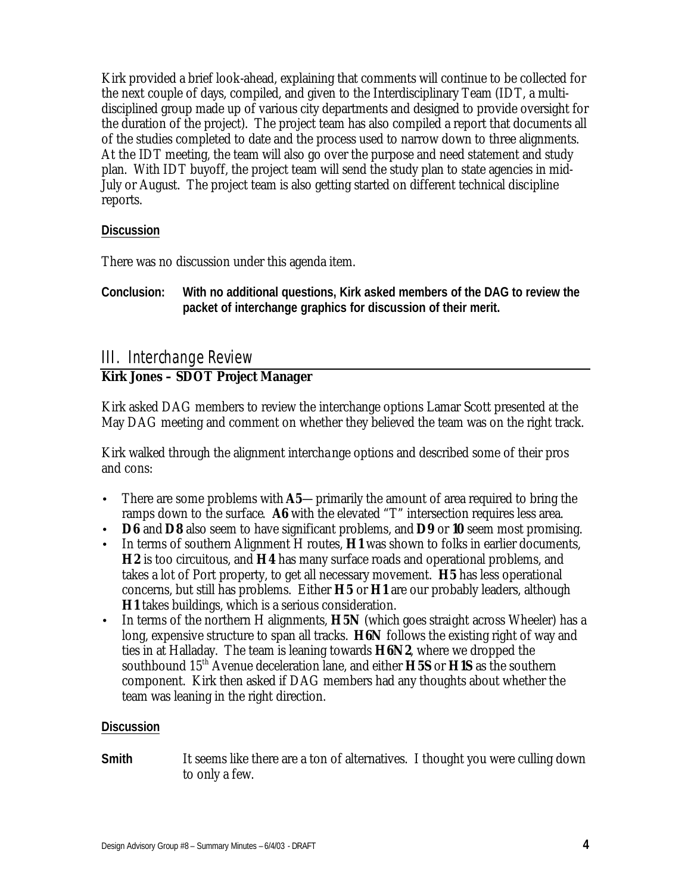Kirk provided a brief look-ahead, explaining that comments will continue to be collected for the next couple of days, compiled, and given to the Interdisciplinary Team (IDT, a multi-disciplined group made up of various city departments and designed to provide oversight for the duration of the project). The project team has also compiled a report that documents all of the studies completed to date and the process used to narrow down to three alignments. At the IDT meeting, the team will also go over the purpose and need statement and study plan. With IDT buyoff, the project team will send the study plan to state agencies in mid-July or August. The project team is also getting started on different technical discipline reports.

**Discussion**

There was no discussion under this agenda item.

**Conclusion: With no additional questions, Kirk asked members of the DAG to review the packet of interchange graphics for discussion of their merit.**

## III. Interchange Review

**Kirk Jones – SDOT Project Manager**

Kirk asked DAG members to review the interchange options Lamar Scott presented at the May DAG meeting and comment on whether they believed the team was on the right track.

Kirk walked through the alignment interchange options and described some of their pros and cons:

- There are some problems with **A5**— primarily the amount of area required to bring the ramps down to the surface. **A6** with the elevated "T" intersection requires less area.
- **D6** and **D8** also seem to have significant problems, and **D9** or **10** seem most promising.
- In terms of southern Alignment H routes, **H1** was shown to folks in earlier documents, **H2** is too circuitous, and **H4** has many surface roads and operational problems, and takes a lot of Port property, to get all necessary movement. **H5** has less operational concerns, but still has problems. Either **H5** or **H1** are our probably leaders, although **H1** takes buildings, which is a serious consideration.
- In terms of the northern H alignments, **H5N** (which goes straight across Wheeler) has a long, expensive structure to span all tracks. **H6N** follows the existing right of way and ties in at Halladay. The team is leaning towards **H6N2**, where we dropped the southbound 15th Avenue deceleration lane, and either **H5S** or **H1S** as the southern component. Kirk then asked if DAG members had any thoughts about whether the team was leaning in the right direction.

**Discussion**

**Smith** It seems like there are a ton of alternatives. I thought you were culling down to only a few.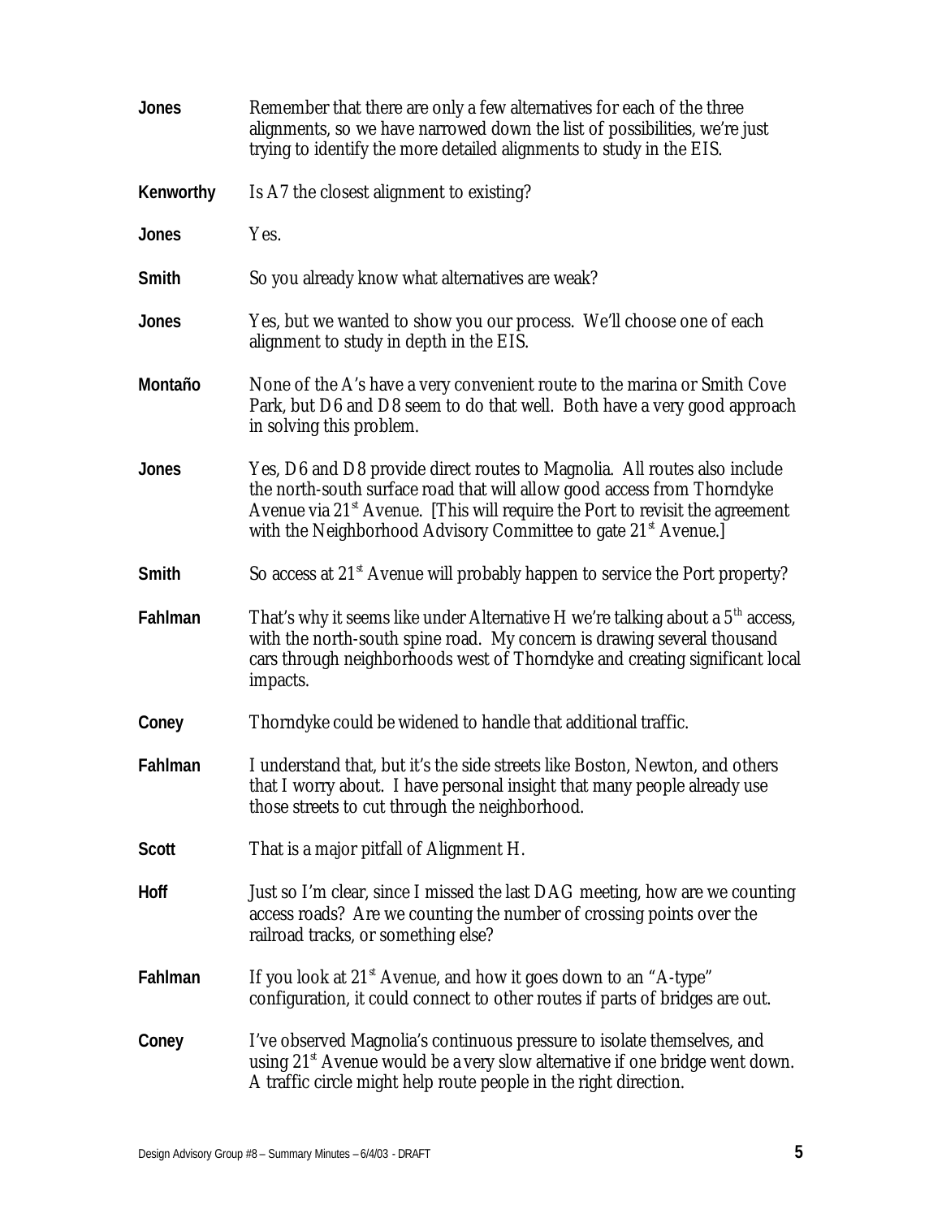**Jones** Remember that there are only a few alternatives for each of the three alignments, so we have narrowed down the list of possibilities, we're just trying to identify the more detailed alignments to study in the EIS.

**Kenworthy** Is A7 the closest alignment to existing?

**Jones** Yes.

**Smith** So you already know what alternatives are weak?

**Jones** Yes, but we wanted to show you our process. We'll choose one of each alignment to study in depth in the EIS.

**Montaño** None of the A's have a very convenient route to the marina or Smith Cove Park, but D6 and D8 seem to do that well. Both have a very good approach in solving this problem.

**Jones** Yes, D6 and D8 provide direct routes to Magnolia. All routes also include the north-south surface road that will allow good access from Thorndyke Avenue via 21st Avenue. [This will require the Port to revisit the agreement with the Neighborhood Advisory Committee to gate 21st Avenue.]

**Smith** So access at 21st Avenue will probably happen to service the Port property?

**Fahlman** That's why it seems like under Alternative H we're talking about a 5th access, with the north-south spine road. My concern is drawing several thousand cars through neighborhoods west of Thorndyke and creating significant local impacts.

**Coney** Thorndyke could be widened to handle that additional traffic.

**Fahlman** I understand that, but it's the side streets like Boston, Newton, and others that I worry about. I have personal insight that many people already use those streets to cut through the neighborhood.

**Scott** That is a major pitfall of Alignment H.

**Hoff** Just so I'm clear, since I missed the last DAG meeting, how are we counting access roads? Are we counting the number of crossing points over the railroad tracks, or something else?

**Fahlman** If you look at 21st Avenue, and how it goes down to an "A-type" configuration, it could connect to other routes if parts of bridges are out.

**Coney** I've observed Magnolia's continuous pressure to isolate themselves, and using 21st Avenue would be a very slow alternative if one bridge went down. A traffic circle might help route people in the right direction.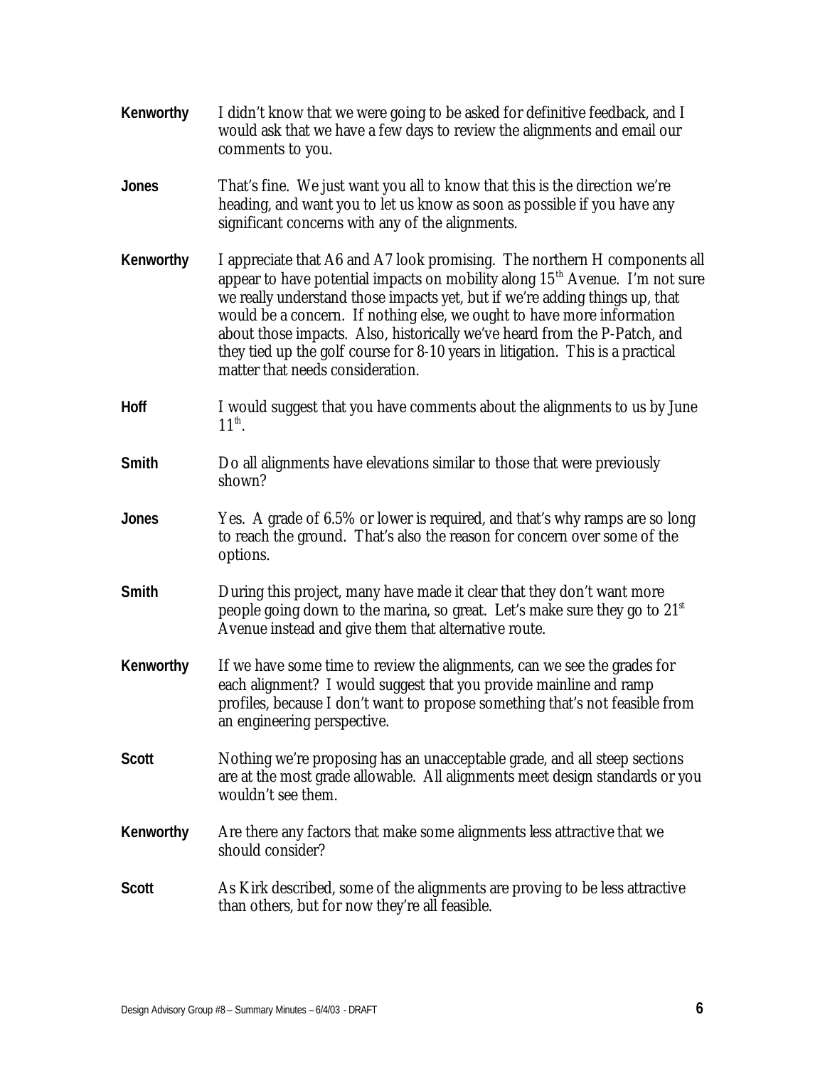**Kenworthy** I didn't know that we were going to be asked for definitive feedback, and I would ask that we have a few days to review the alignments and email our comments to you.

**Jones** That's fine. We just want you all to know that this is the direction we're heading, and want you to let us know as soon as possible if you have any significant concerns with any of the alignments.

**Kenworthy** I appreciate that A6 and A7 look promising. The northern H components all appear to have potential impacts on mobility along 15th Avenue. I'm not sure we really understand those impacts yet, but if we're adding things up, that would be a concern. If nothing else, we ought to have more information about those impacts. Also, historically we've heard from the P-Patch, and they tied up the golf course for 8-10 years in litigation. This is a practical matter that needs consideration.

**Hoff** I would suggest that you have comments about the alignments to us by June 11th.

**Smith** Do all alignments have elevations similar to those that were previously shown?

**Jones** Yes. A grade of 6.5% or lower is required, and that's why ramps are so long to reach the ground. That's also the reason for concern over some of the options.

**Smith** During this project, many have made it clear that they don't want more people going down to the marina, so great. Let's make sure they go to 21st Avenue instead and give them that alternative route.

**Kenworthy** If we have some time to review the alignments, can we see the grades for each alignment? I would suggest that you provide mainline and ramp profiles, because I don't want to propose something that's not feasible from an engineering perspective.

**Scott** Nothing we're proposing has an unacceptable grade, and all steep sections are at the most grade allowable. All alignments meet design standards or you wouldn't see them.

**Kenworthy** Are there any factors that make some alignments less attractive that we should consider?

**Scott** As Kirk described, some of the alignments are proving to be less attractive than others, but for now they're all feasible.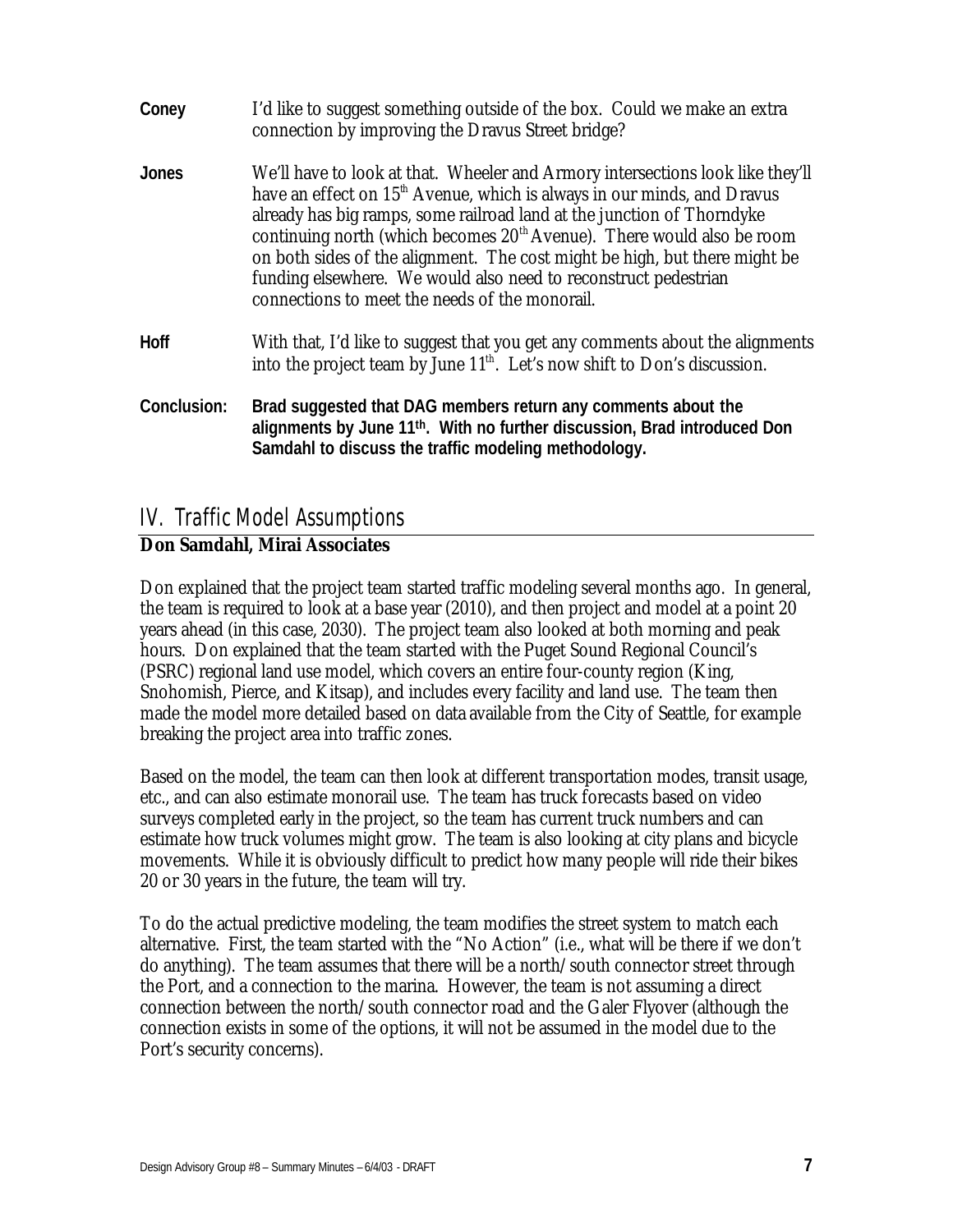**Coney** I'd like to suggest something outside of the box. Could we make an extra connection by improving the Dravus Street bridge?

**Jones** We'll have to look at that. Wheeler and Armory intersections look like they'll have an effect on 15th Avenue, which is always in our minds, and Dravus already has big ramps, some railroad land at the junction of Thorndyke continuing north (which becomes 20th Avenue). There would also be room on both sides of the alignment. The cost might be high, but there might be funding elsewhere. We would also need to reconstruct pedestrian connections to meet the needs of the monorail.

**Hoff** With that, I'd like to suggest that you get any comments about the alignments into the project team by June 11th. Let's now shift to Don's discussion.

**Conclusion:** **Brad suggested that DAG members return any comments about the alignments by June 11th. With no further discussion, Brad introduced Don Samdahl to discuss the traffic modeling methodology.**

## IV. Traffic Model Assumptions

**Don Samdahl, Mirai Associates**

Don explained that the project team started traffic modeling several months ago. In general, the team is required to look at a base year (2010), and then project and model at a point 20 years ahead (in this case, 2030). The project team also looked at both morning and peak hours. Don explained that the team started with the Puget Sound Regional Council's (PSRC) regional land use model, which covers an entire four-county region (King, Snohomish, Pierce, and Kitsap), and includes every facility and land use. The team then made the model more detailed based on data available from the City of Seattle, for example breaking the project area into traffic zones.

Based on the model, the team can then look at different transportation modes, transit usage, etc., and can also estimate monorail use. The team has truck forecasts based on video surveys completed early in the project, so the team has current truck numbers and can estimate how truck volumes might grow. The team is also looking at city plans and bicycle movements. While it is obviously difficult to predict how many people will ride their bikes 20 or 30 years in the future, the team will try.

To do the actual predictive modeling, the team modifies the street system to match each alternative. First, the team started with the "No Action" (i.e., what will be there if we don't do anything). The team assumes that there will be a north/south connector street through the Port, and a connection to the marina. However, the team is not assuming a direct connection between the north/south connector road and the Galer Flyover (although the connection exists in some of the options, it will not be assumed in the model due to the Port's security concerns).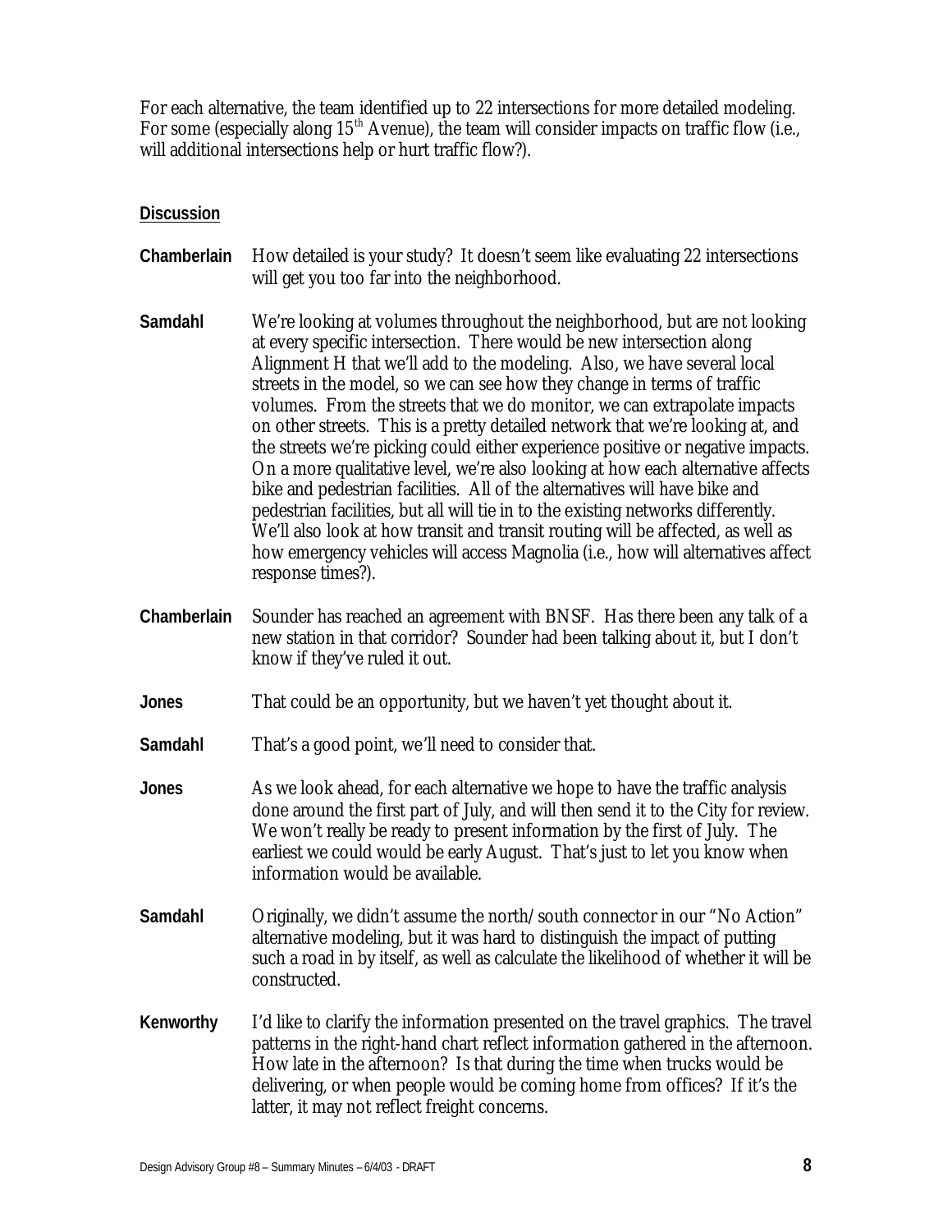For each alternative, the team identified up to 22 intersections for more detailed modeling. For some (especially along 15th Avenue), the team will consider impacts on traffic flow (i.e., will additional intersections help or hurt traffic flow?).

**Discussion**

**Chamberlain** How detailed is your study? It doesn't seem like evaluating 22 intersections will get you too far into the neighborhood.

**Samdahl** We're looking at volumes throughout the neighborhood, but are not looking at every specific intersection. There would be new intersection along Alignment H that we'll add to the modeling. Also, we have several local streets in the model, so we can see how they change in terms of traffic volumes. From the streets that we do monitor, we can extrapolate impacts on other streets. This is a pretty detailed network that we're looking at, and the streets we're picking could either experience positive or negative impacts. On a more qualitative level, we're also looking at how each alternative affects bike and pedestrian facilities. All of the alternatives will have bike and pedestrian facilities, but all will tie in to the existing networks differently. We'll also look at how transit and transit routing will be affected, as well as how emergency vehicles will access Magnolia (i.e., how will alternatives affect response times?).

**Chamberlain** Sounder has reached an agreement with BNSF. Has there been any talk of a new station in that corridor? Sounder had been talking about it, but I don't know if they've ruled it out.

**Jones** That could be an opportunity, but we haven't yet thought about it.

**Samdahl** That's a good point, we'll need to consider that.

**Jones** As we look ahead, for each alternative we hope to have the traffic analysis done around the first part of July, and will then send it to the City for review. We won't really be ready to present information by the first of July. The earliest we could would be early August. That's just to let you know when information would be available.

**Samdahl** Originally, we didn't assume the north/south connector in our "No Action" alternative modeling, but it was hard to distinguish the impact of putting such a road in by itself, as well as calculate the likelihood of whether it will be constructed.

**Kenworthy** I'd like to clarify the information presented on the travel graphics. The travel patterns in the right-hand chart reflect information gathered in the afternoon. How late in the afternoon? Is that during the time when trucks would be delivering, or when people would be coming home from offices? If it's the latter, it may not reflect freight concerns.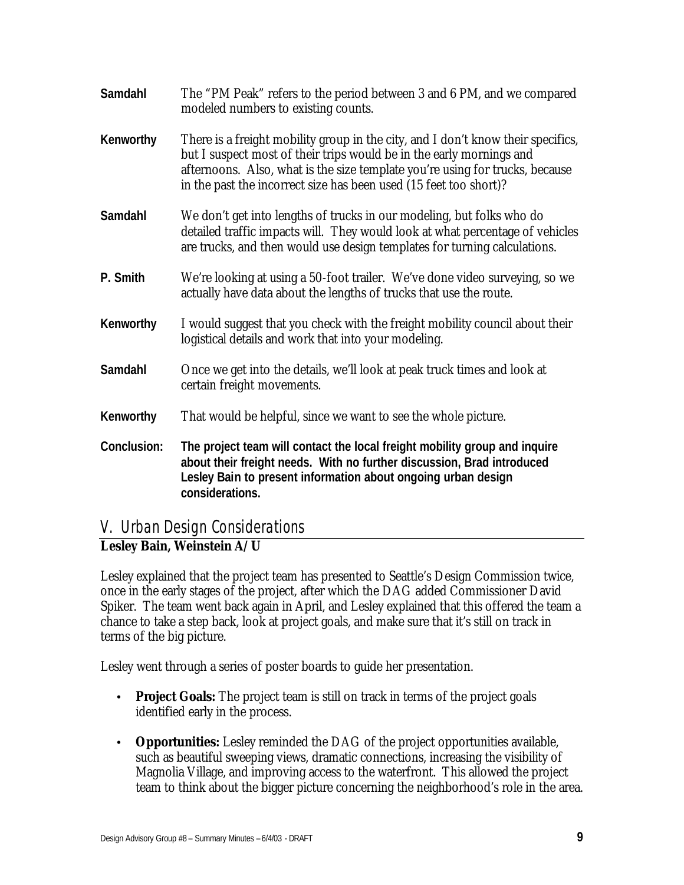**Samdahl** The "PM Peak" refers to the period between 3 and 6 PM, and we compared modeled numbers to existing counts.

**Kenworthy** There is a freight mobility group in the city, and I don't know their specifics, but I suspect most of their trips would be in the early mornings and afternoons. Also, what is the size template you're using for trucks, because in the past the incorrect size has been used (15 feet too short)?

**Samdahl** We don't get into lengths of trucks in our modeling, but folks who do detailed traffic impacts will. They would look at what percentage of vehicles are trucks, and then would use design templates for turning calculations.

**P. Smith** We're looking at using a 50-foot trailer. We've done video surveying, so we actually have data about the lengths of trucks that use the route.

**Kenworthy** I would suggest that you check with the freight mobility council about their logistical details and work that into your modeling.

**Samdahl** Once we get into the details, we'll look at peak truck times and look at certain freight movements.

**Kenworthy** That would be helpful, since we want to see the whole picture.

**Conclusion:** **The project team will contact the local freight mobility group and inquire about their freight needs. With no further discussion, Brad introduced Lesley Bain to present information about ongoing urban design considerations.**

## V. Urban Design Considerations

**Lesley Bain, Weinstein A/U**

Lesley explained that the project team has presented to Seattle's Design Commission twice, once in the early stages of the project, after which the DAG added Commissioner David Spiker. The team went back again in April, and Lesley explained that this offered the team a chance to take a step back, look at project goals, and make sure that it's still on track in terms of the big picture.

Lesley went through a series of poster boards to guide her presentation.

- **Project Goals:** The project team is still on track in terms of the project goals identified early in the process.
- **Opportunities:** Lesley reminded the DAG of the project opportunities available, such as beautiful sweeping views, dramatic connections, increasing the visibility of Magnolia Village, and improving access to the waterfront. This allowed the project team to think about the bigger picture concerning the neighborhood's role in the area.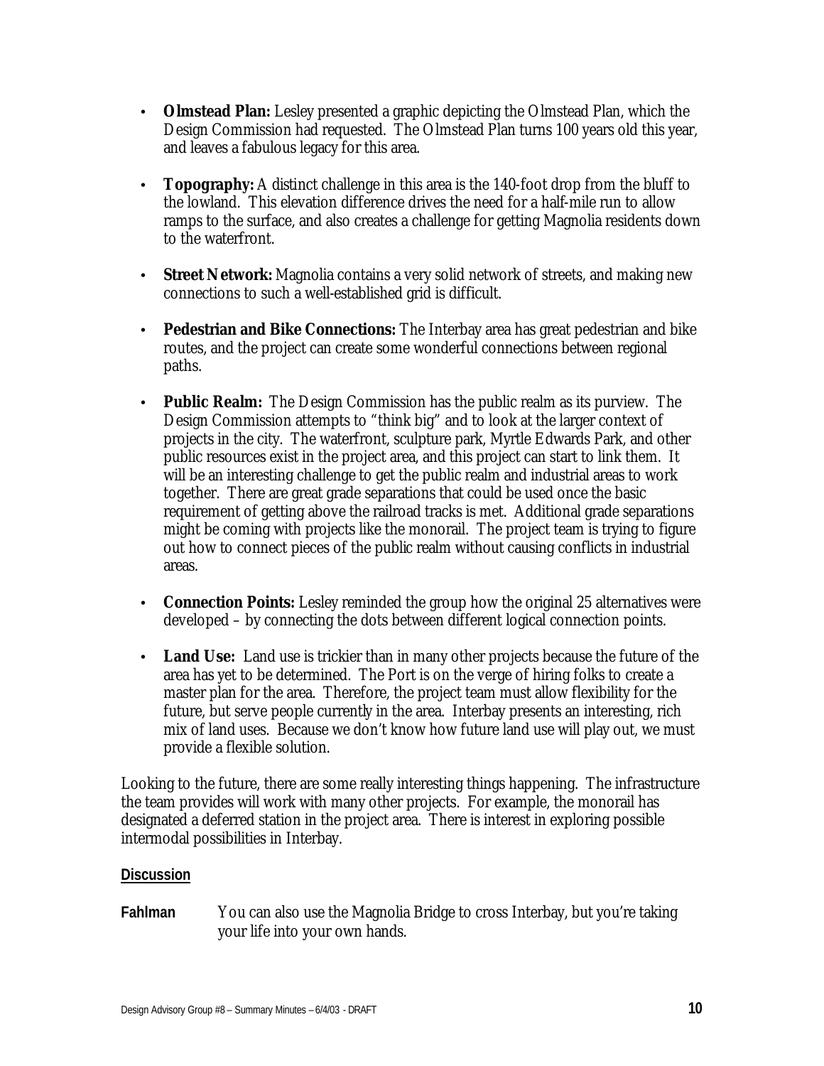- **Olmstead Plan:** Lesley presented a graphic depicting the Olmstead Plan, which the Design Commission had requested. The Olmstead Plan turns 100 years old this year, and leaves a fabulous legacy for this area.

- **Topography:** A distinct challenge in this area is the 140-foot drop from the bluff to the lowland. This elevation difference drives the need for a half-mile run to allow ramps to the surface, and also creates a challenge for getting Magnolia residents down to the waterfront.

- **Street Network:** Magnolia contains a very solid network of streets, and making new connections to such a well-established grid is difficult.

- **Pedestrian and Bike Connections:** The Interbay area has great pedestrian and bike routes, and the project can create some wonderful connections between regional paths.

- **Public Realm:** The Design Commission has the public realm as its purview. The Design Commission attempts to "think big" and to look at the larger context of projects in the city. The waterfront, sculpture park, Myrtle Edwards Park, and other public resources exist in the project area, and this project can start to link them. It will be an interesting challenge to get the public realm and industrial areas to work together. There are great grade separations that could be used once the basic requirement of getting above the railroad tracks is met. Additional grade separations might be coming with projects like the monorail. The project team is trying to figure out how to connect pieces of the public realm without causing conflicts in industrial areas.

- **Connection Points:** Lesley reminded the group how the original 25 alternatives were developed – by connecting the dots between different logical connection points.

- **Land Use:** Land use is trickier than in many other projects because the future of the area has yet to be determined. The Port is on the verge of hiring folks to create a master plan for the area. Therefore, the project team must allow flexibility for the future, but serve people currently in the area. Interbay presents an interesting, rich mix of land uses. Because we don't know how future land use will play out, we must provide a flexible solution.

Looking to the future, there are some really interesting things happening. The infrastructure the team provides will work with many other projects. For example, the monorail has designated a deferred station in the project area. There is interest in exploring possible intermodal possibilities in Interbay.

**Discussion**

**Fahlman** You can also use the Magnolia Bridge to cross Interbay, but you're taking your life into your own hands.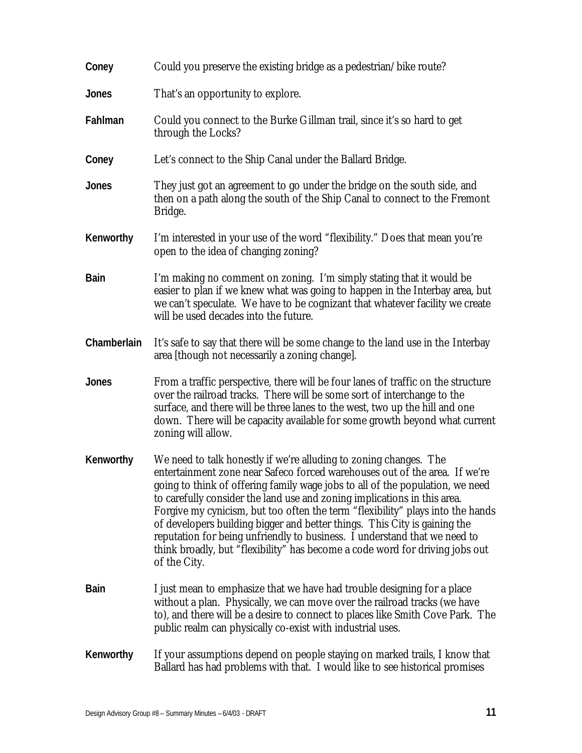**Coney** Could you preserve the existing bridge as a pedestrian/bike route?

**Jones** That's an opportunity to explore.

**Fahlman** Could you connect to the Burke Gillman trail, since it's so hard to get through the Locks?

**Coney** Let's connect to the Ship Canal under the Ballard Bridge.

**Jones** They just got an agreement to go under the bridge on the south side, and then on a path along the south of the Ship Canal to connect to the Fremont Bridge.

**Kenworthy** I'm interested in your use of the word "flexibility." Does that mean you're open to the idea of changing zoning?

**Bain** I'm making no comment on zoning. I'm simply stating that it would be easier to plan if we knew what was going to happen in the Interbay area, but we can't speculate. We have to be cognizant that whatever facility we create will be used decades into the future.

**Chamberlain** It's safe to say that there will be some change to the land use in the Interbay area [though not necessarily a zoning change].

**Jones** From a traffic perspective, there will be four lanes of traffic on the structure over the railroad tracks. There will be some sort of interchange to the surface, and there will be three lanes to the west, two up the hill and one down. There will be capacity available for some growth beyond what current zoning will allow.

**Kenworthy** We need to talk honestly if we're alluding to zoning changes. The entertainment zone near Safeco forced warehouses out of the area. If we're going to think of offering family wage jobs to all of the population, we need to carefully consider the land use and zoning implications in this area. Forgive my cynicism, but too often the term "flexibility" plays into the hands of developers building bigger and better things. This City is gaining the reputation for being unfriendly to business. I understand that we need to think broadly, but "flexibility" has become a code word for driving jobs out of the City.

**Bain** I just mean to emphasize that we have had trouble designing for a place without a plan. Physically, we can move over the railroad tracks (we have to), and there will be a desire to connect to places like Smith Cove Park. The public realm can physically co-exist with industrial uses.

**Kenworthy** If your assumptions depend on people staying on marked trails, I know that Ballard has had problems with that. I would like to see historical promises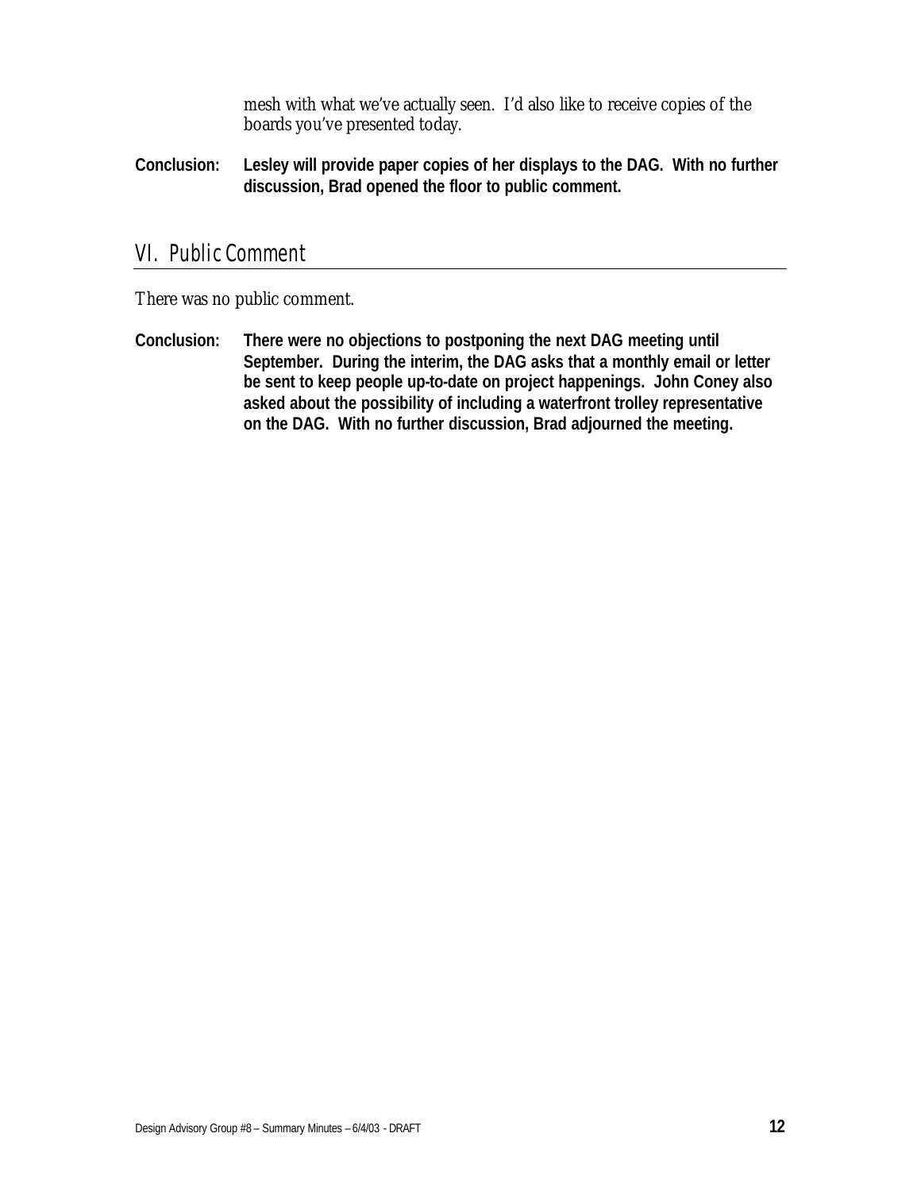mesh with what we've actually seen. I'd also like to receive copies of the boards you've presented today.

**Conclusion: Lesley will provide paper copies of her displays to the DAG. With no further discussion, Brad opened the floor to public comment.**

## VI. Public Comment

There was no public comment.

**Conclusion: There were no objections to postponing the next DAG meeting until September. During the interim, the DAG asks that a monthly email or letter be sent to keep people up-to-date on project happenings. John Coney also asked about the possibility of including a waterfront trolley representative on the DAG. With no further discussion, Brad adjourned the meeting.**